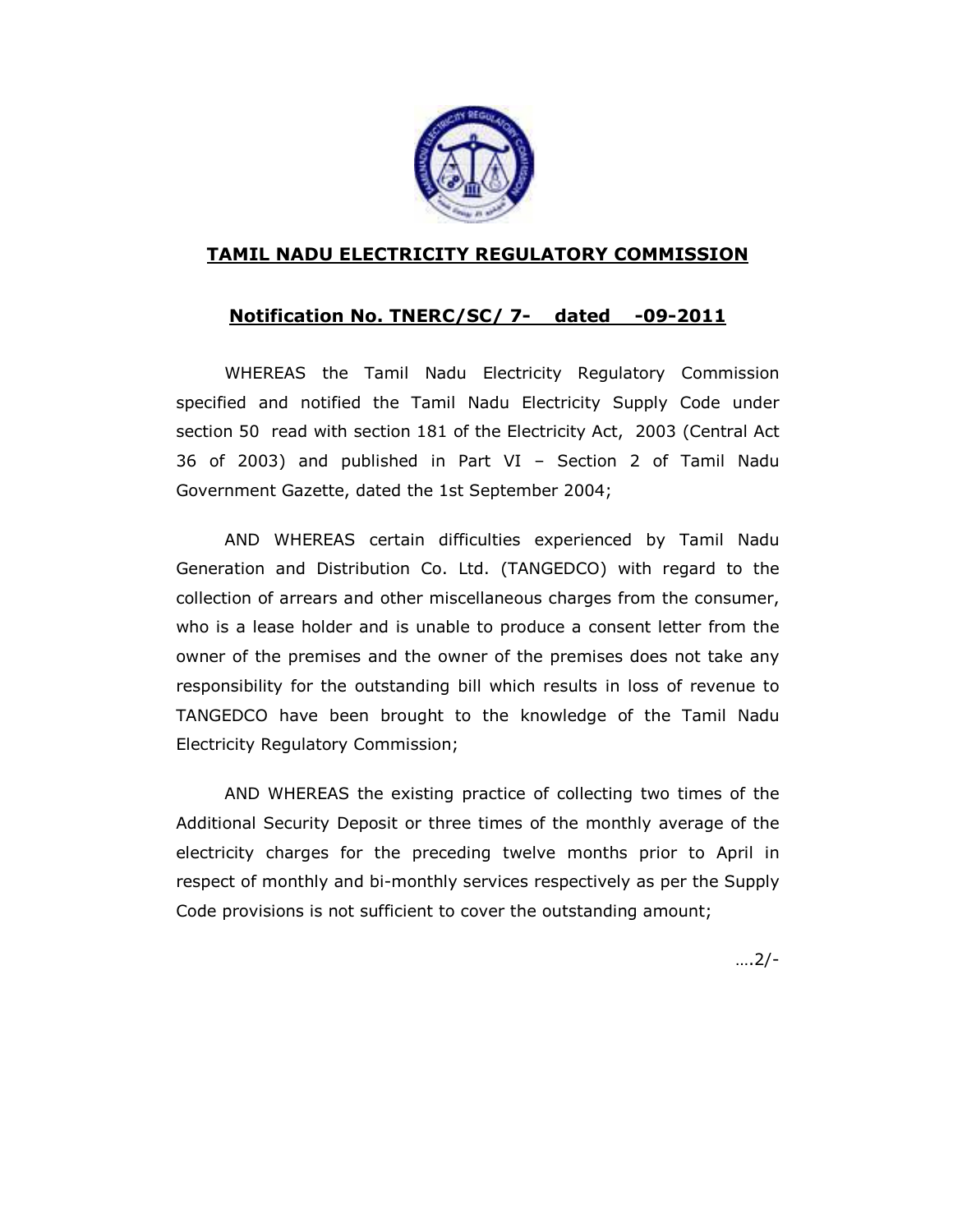# TAMIL NADU ELECTRICITY REGULATORY COMMISSION

## Notification No. TNERC/SC/ 7- dated -09-2011

WHEREAS the Tamil Nadu Electricity Regulatory Commission specified and notified the Tamil Nadu Electricity Supply Code under section 50 read with section 181 of the Electricity Act, 2003 (Central Act 36 of 2003) and published in Part VI – Section 2 of Tamil Nadu Government Gazette, dated the 1st September 2004;

AND WHEREAS certain difficulties experienced by Tamil Nadu Generation and Distribution Co. Ltd. (TANGEDCO) with regard to the collection of arrears and other miscellaneous charges from the consumer, who is a lease holder and is unable to produce a consent letter from the owner of the premises and the owner of the premises does not take any responsibility for the outstanding bill which results in loss of revenue to TANGEDCO have been brought to the knowledge of the Tamil Nadu Electricity Regulatory Commission;

AND WHEREAS the existing practice of collecting two times of the Additional Security Deposit or three times of the monthly average of the electricity charges for the preceding twelve months prior to April in respect of monthly and bi-monthly services respectively as per the Supply Code provisions is not sufficient to cover the outstanding amount;

….2/-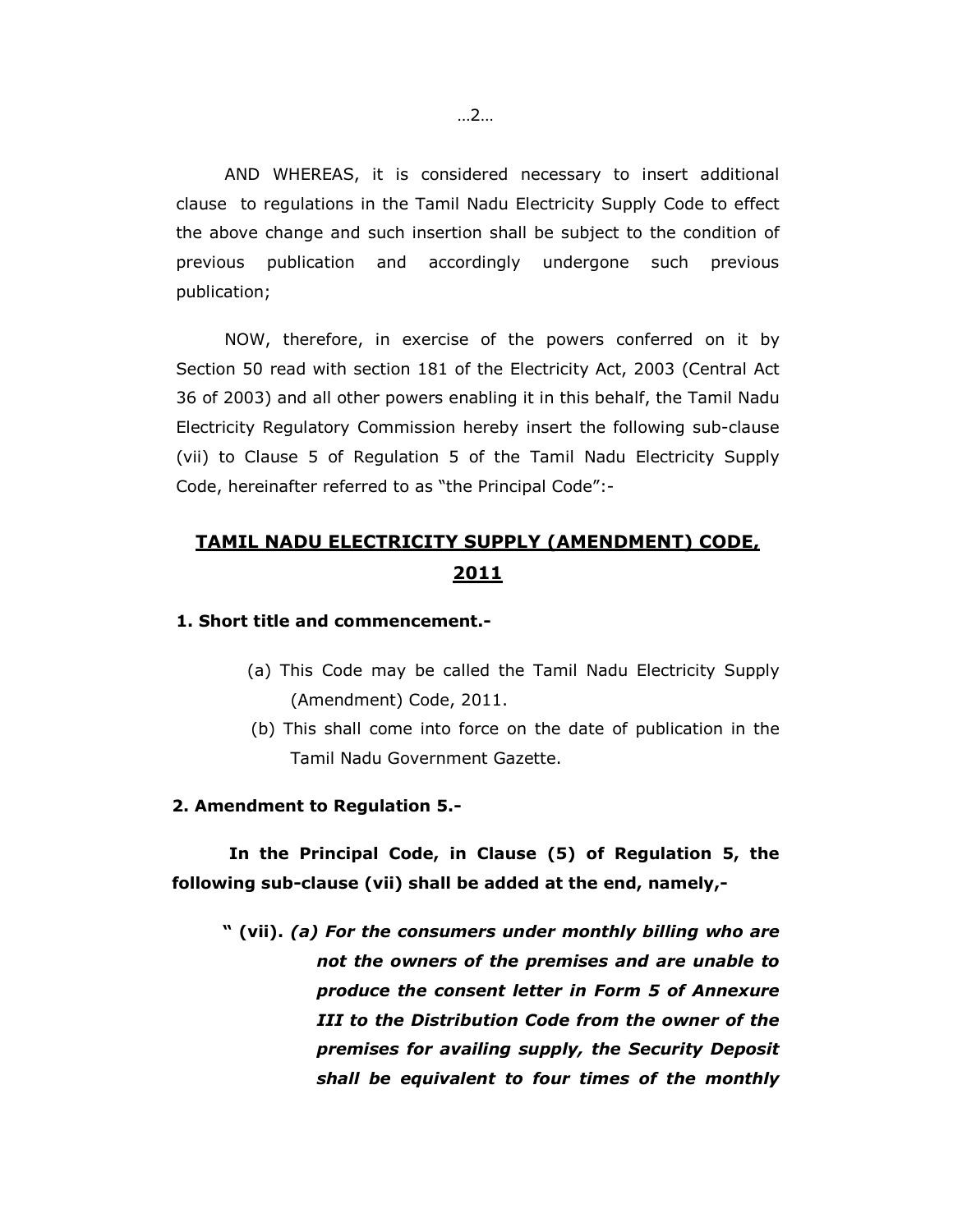AND WHEREAS, it is considered necessary to insert additional clause to regulations in the Tamil Nadu Electricity Supply Code to effect the above change and such insertion shall be subject to the condition of previous publication and accordingly undergone such previous publication;

NOW, therefore, in exercise of the powers conferred on it by Section 50 read with section 181 of the Electricity Act, 2003 (Central Act 36 of 2003) and all other powers enabling it in this behalf, the Tamil Nadu Electricity Regulatory Commission hereby insert the following sub-clause (vii) to Clause 5 of Regulation 5 of the Tamil Nadu Electricity Supply Code, hereinafter referred to as "the Principal Code":-

## TAMIL NADU ELECTRICITY SUPPLY (AMENDMENT) CODE, 2011

**1. Short title and commencement.-**

(a) This Code may be called the Tamil Nadu Electricity Supply (Amendment) Code, 2011.

(b) This shall come into force on the date of publication in the Tamil Nadu Government Gazette.

**2. Amendment to Regulation 5.-**

**In the Principal Code, in Clause (5) of Regulation 5, the following sub-clause (vii) shall be added at the end, namely,-**

**" (vii).** ***(a) For the consumers under monthly billing who are not the owners of the premises and are unable to produce the consent letter in Form 5 of Annexure III to the Distribution Code from the owner of the premises for availing supply, the Security Deposit shall be equivalent to four times of the monthly***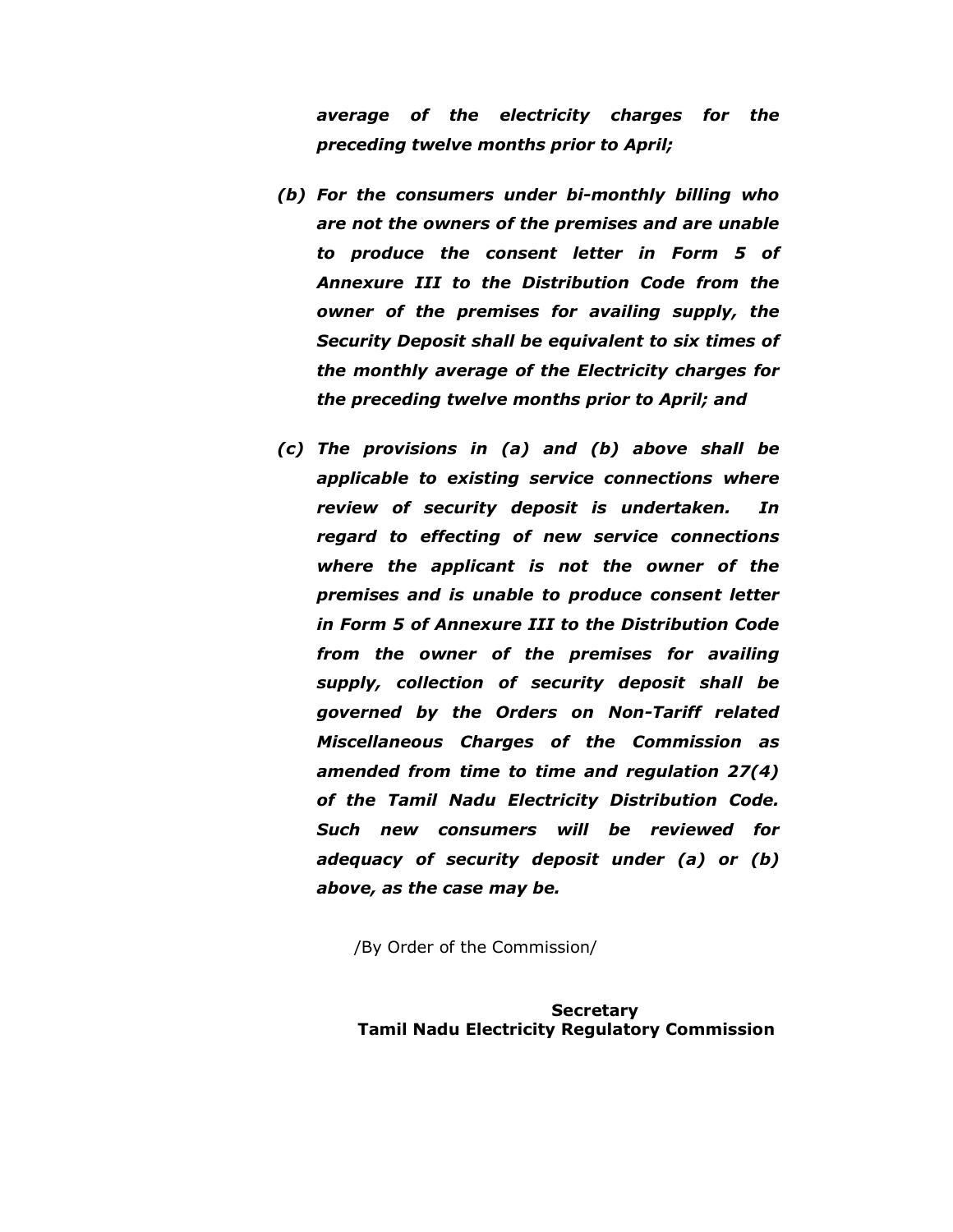***average of the electricity charges for the preceding twelve months prior to April;***

***(b) For the consumers under bi-monthly billing who are not the owners of the premises and are unable to produce the consent letter in Form 5 of Annexure III to the Distribution Code from the owner of the premises for availing supply, the Security Deposit shall be equivalent to six times of the monthly average of the Electricity charges for the preceding twelve months prior to April; and***

***(c) The provisions in (a) and (b) above shall be applicable to existing service connections where review of security deposit is undertaken. In regard to effecting of new service connections where the applicant is not the owner of the premises and is unable to produce consent letter in Form 5 of Annexure III to the Distribution Code from the owner of the premises for availing supply, collection of security deposit shall be governed by the Orders on Non-Tariff related Miscellaneous Charges of the Commission as amended from time to time and regulation 27(4) of the Tamil Nadu Electricity Distribution Code. Such new consumers will be reviewed for adequacy of security deposit under (a) or (b) above, as the case may be.***

/By Order of the Commission/

**Secretary**
**Tamil Nadu Electricity Regulatory Commission**